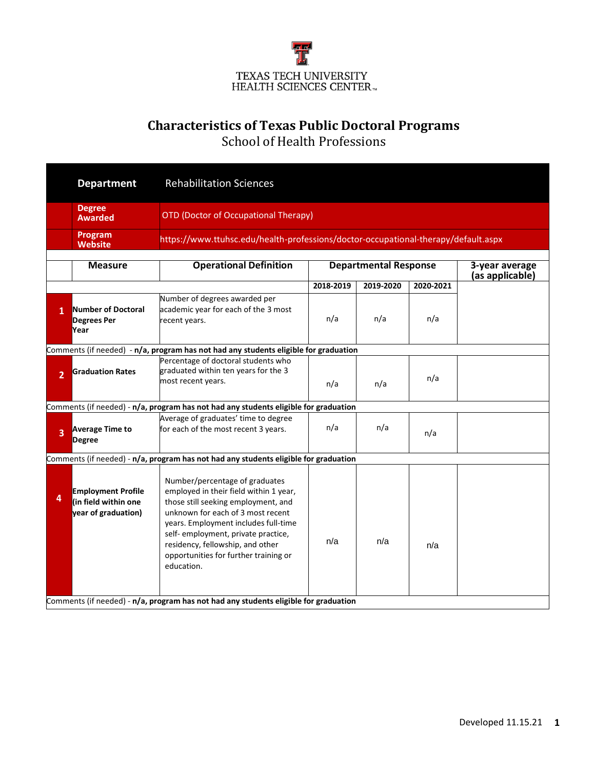TEXAS TECH UNIVERSITY
HEALTH SCIENCES CENTER™

# Characteristics of Texas Public Doctoral Programs

## School of Health Professions

| | | | | | | |
|---|---|---|---|---|---|---|
| **Department** | Rehabilitation Sciences | | | | | |
| **Degree Awarded** | OTD (Doctor of Occupational Therapy) | | | | | |
| **Program Website** | https://www.ttuhsc.edu/health-professions/doctor-occupational-therapy/default.aspx | | | | | |

| # | Measure | Operational Definition | Departmental Response | | | 3-year average (as applicable) |
|---|---|---|---|---|---|---|
| | | | **2018-2019** | **2019-2020** | **2020-2021** | |
| 1 | **Number of Doctoral Degrees Per Year** | Number of degrees awarded per academic year for each of the 3 most recent years. | n/a | n/a | n/a | |
| | Comments (if needed) - **n/a, program has not had any students eligible for graduation** | | | | | |
| 2 | **Graduation Rates** | Percentage of doctoral students who graduated within ten years for the 3 most recent years. | n/a | n/a | n/a | |
| | Comments (if needed) - **n/a, program has not had any students eligible for graduation** | | | | | |
| 3 | **Average Time to Degree** | Average of graduates' time to degree for each of the most recent 3 years. | n/a | n/a | n/a | |
| | Comments (if needed) - **n/a, program has not had any students eligible for graduation** | | | | | |
| 4 | **Employment Profile (in field within one year of graduation)** | Number/percentage of graduates employed in their field within 1 year, those still seeking employment, and unknown for each of 3 most recent years. Employment includes full-time self- employment, private practice, residency, fellowship, and other opportunities for further training or education. | n/a | n/a | n/a | |
| | Comments (if needed) - **n/a, program has not had any students eligible for graduation** | | | | | |

Developed 11.15.21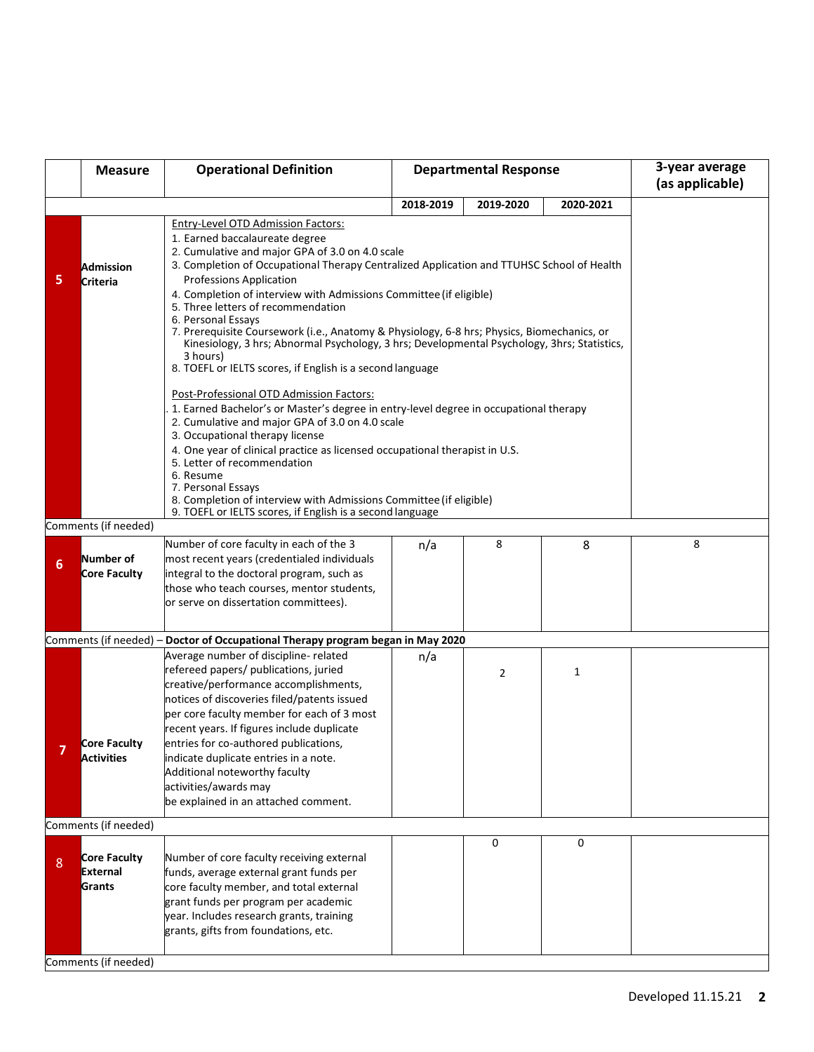|  | Measure | Operational Definition | Departmental Response | | | 3-year average (as applicable) |
|---|---|---|---|---|---|---|
|  |  |  | 2018-2019 | 2019-2020 | 2020-2021 |  |
| 5 | Admission Criteria | Entry-Level OTD Admission Factors:<br>1. Earned baccalaureate degree<br>2. Cumulative and major GPA of 3.0 on 4.0 scale<br>3. Completion of Occupational Therapy Centralized Application and TTUHSC School of Health Professions Application<br>4. Completion of interview with Admissions Committee (if eligible)<br>5. Three letters of recommendation<br>6. Personal Essays<br>7. Prerequisite Coursework (i.e., Anatomy & Physiology, 6-8 hrs; Physics, Biomechanics, or Kinesiology, 3 hrs; Abnormal Psychology, 3 hrs; Developmental Psychology, 3hrs; Statistics, 3 hours)<br>8. TOEFL or IELTS scores, if English is a second language<br><br>Post-Professional OTD Admission Factors:<br>. 1. Earned Bachelor's or Master's degree in entry-level degree in occupational therapy<br>2. Cumulative and major GPA of 3.0 on 4.0 scale<br>3. Occupational therapy license<br>4. One year of clinical practice as licensed occupational therapist in U.S.<br>5. Letter of recommendation<br>6. Resume<br>7. Personal Essays<br>8. Completion of interview with Admissions Committee (if eligible)<br>9. TOEFL or IELTS scores, if English is a second language | | | |  |
| Comments (if needed) | | | | | | |
| 6 | Number of Core Faculty | Number of core faculty in each of the 3 most recent years (credentialed individuals integral to the doctoral program, such as those who teach courses, mentor students, or serve on dissertation committees). | n/a | 8 | 8 | 8 |
| Comments (if needed) – **Doctor of Occupational Therapy program began in May 2020** | | | | | | |
| 7 | Core Faculty Activities | Average number of discipline- related refereed papers/ publications, juried creative/performance accomplishments, notices of discoveries filed/patents issued per core faculty member for each of 3 most recent years. If figures include duplicate entries for co-authored publications, indicate duplicate entries in a note. Additional noteworthy faculty activities/awards may be explained in an attached comment. | n/a | 2 | 1 |  |
| Comments (if needed) | | | | | | |
| 8 | Core Faculty External Grants | Number of core faculty receiving external funds, average external grant funds per core faculty member, and total external grant funds per program per academic year. Includes research grants, training grants, gifts from foundations, etc. |  | 0 | 0 |  |
| Comments (if needed) | | | | | | |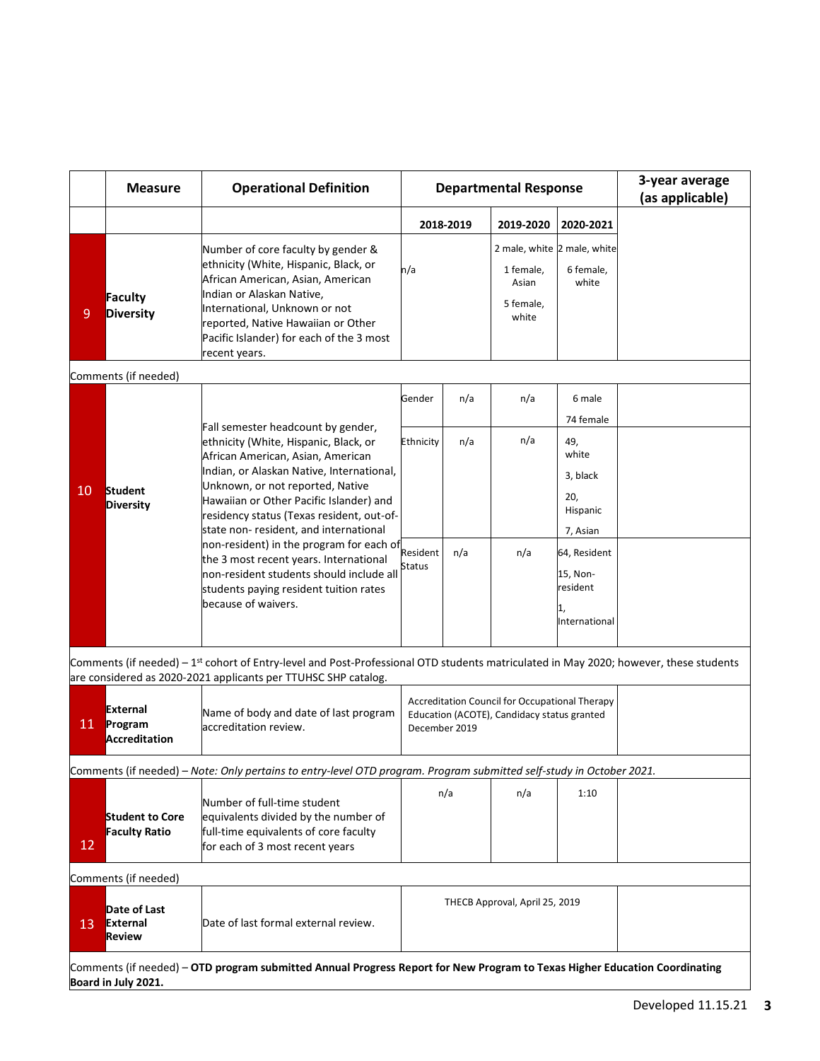| | Measure | Operational Definition | Departmental Response | | | 3-year average (as applicable) |
|---|---|---|---|---|---|---|
| | | | 2018-2019 | 2019-2020 | 2020-2021 | |
| 9 | **Faculty Diversity** | Number of core faculty by gender & ethnicity (White, Hispanic, Black, or African American, Asian, American Indian or Alaskan Native, International, Unknown or not reported, Native Hawaiian or Other Pacific Islander) for each of the 3 most recent years. | n/a | 2 male, white<br>1 female, Asian<br>5 female, white | 2 male, white<br>6 female, white | |

Comments (if needed)

| | Measure | Operational Definition | | 2018-2019 | 2019-2020 | 2020-2021 | 3-year average (as applicable) |
|---|---|---|---|---|---|---|---|
| 10 | **Student Diversity** | Fall semester headcount by gender, ethnicity (White, Hispanic, Black, or African American, Asian, American Indian, or Alaskan Native, International, Unknown, or not reported, Native Hawaiian or Other Pacific Islander) and residency status (Texas resident, out-of-state non- resident, and international non-resident) in the program for each of the 3 most recent years. International non-resident students should include all students paying resident tuition rates because of waivers. | Gender | n/a | n/a | 6 male<br>74 female | |
| | | | Ethnicity | n/a | n/a | 49, white<br>3, black<br>20, Hispanic<br>7, Asian | |
| | | | Resident Status | n/a | n/a | 64, Resident<br>15, Non-resident<br>1, International | |

Comments (if needed) – 1st cohort of Entry-level and Post-Professional OTD students matriculated in May 2020; however, these students are considered as 2020-2021 applicants per TTUHSC SHP catalog.

| | Measure | Operational Definition | Departmental Response | | | 3-year average (as applicable) |
|---|---|---|---|---|---|---|
| 11 | **External Program Accreditation** | Name of body and date of last program accreditation review. | Accreditation Council for Occupational Therapy Education (ACOTE), Candidacy status granted December 2019 | | | |

Comments (if needed) – *Note: Only pertains to entry-level OTD program. Program submitted self-study in October 2021.*

| | Measure | Operational Definition | 2018-2019 | 2019-2020 | 2020-2021 | 3-year average (as applicable) |
|---|---|---|---|---|---|---|
| 12 | **Student to Core Faculty Ratio** | Number of full-time student equivalents divided by the number of full-time equivalents of core faculty for each of 3 most recent years | n/a | n/a | 1:10 | |

Comments (if needed)

| | Measure | Operational Definition | Departmental Response | | | 3-year average (as applicable) |
|---|---|---|---|---|---|---|
| 13 | **Date of Last External Review** | Date of last formal external review. | THECB Approval, April 25, 2019 | | | |

Comments (if needed) – **OTD program submitted Annual Progress Report for New Program to Texas Higher Education Coordinating Board in July 2021.**

Developed 11.15.21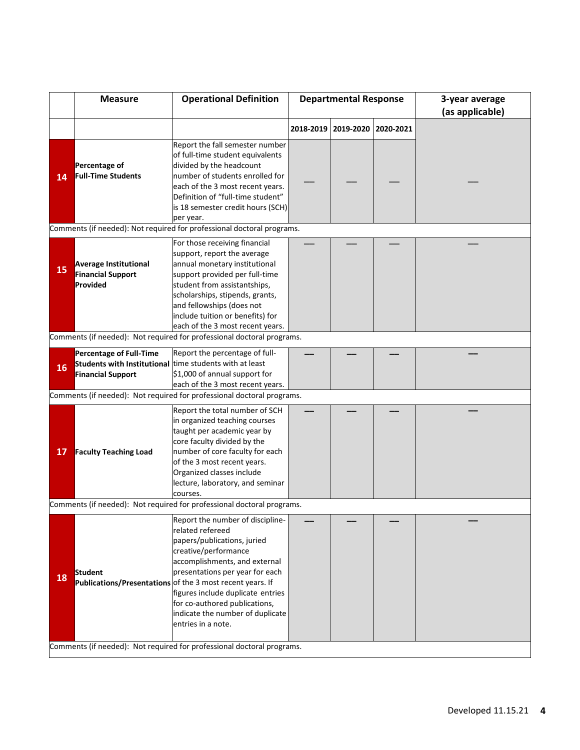| | Measure | Operational Definition | Departmental Response | | | 3-year average (as applicable) |
|---|---|---|---|---|---|---|
| | | | 2018-2019 | 2019-2020 | 2020-2021 | |
| 14 | **Percentage of Full-Time Students** | Report the fall semester number of full-time student equivalents divided by the headcount number of students enrolled for each of the 3 most recent years. Definition of "full-time student" is 18 semester credit hours (SCH) per year. | — | — | — | — |
| Comments (if needed): Not required for professional doctoral programs. | | | | | | |
| 15 | **Average Institutional Financial Support Provided** | For those receiving financial support, report the average annual monetary institutional support provided per full-time student from assistantships, scholarships, stipends, grants, and fellowships (does not include tuition or benefits) for each of the 3 most recent years. | — | — | — | — |
| Comments (if needed): Not required for professional doctoral programs. | | | | | | |
| 16 | **Percentage of Full-Time Students with Institutional Financial Support** | Report the percentage of full-time students with at least $1,000 of annual support for each of the 3 most recent years. | — | — | — | — |
| Comments (if needed): Not required for professional doctoral programs. | | | | | | |
| 17 | **Faculty Teaching Load** | Report the total number of SCH in organized teaching courses taught per academic year by core faculty divided by the number of core faculty for each of the 3 most recent years. Organized classes include lecture, laboratory, and seminar courses. | — | — | — | — |
| Comments (if needed): Not required for professional doctoral programs. | | | | | | |
| 18 | **Student Publications/Presentations** | Report the number of discipline-related refereed papers/publications, juried creative/performance accomplishments, and external presentations per year for each of the 3 most recent years. If figures include duplicate entries for co-authored publications, indicate the number of duplicate entries in a note. | — | — | — | — |
| Comments (if needed): Not required for professional doctoral programs. | | | | | | |

Developed 11.15.21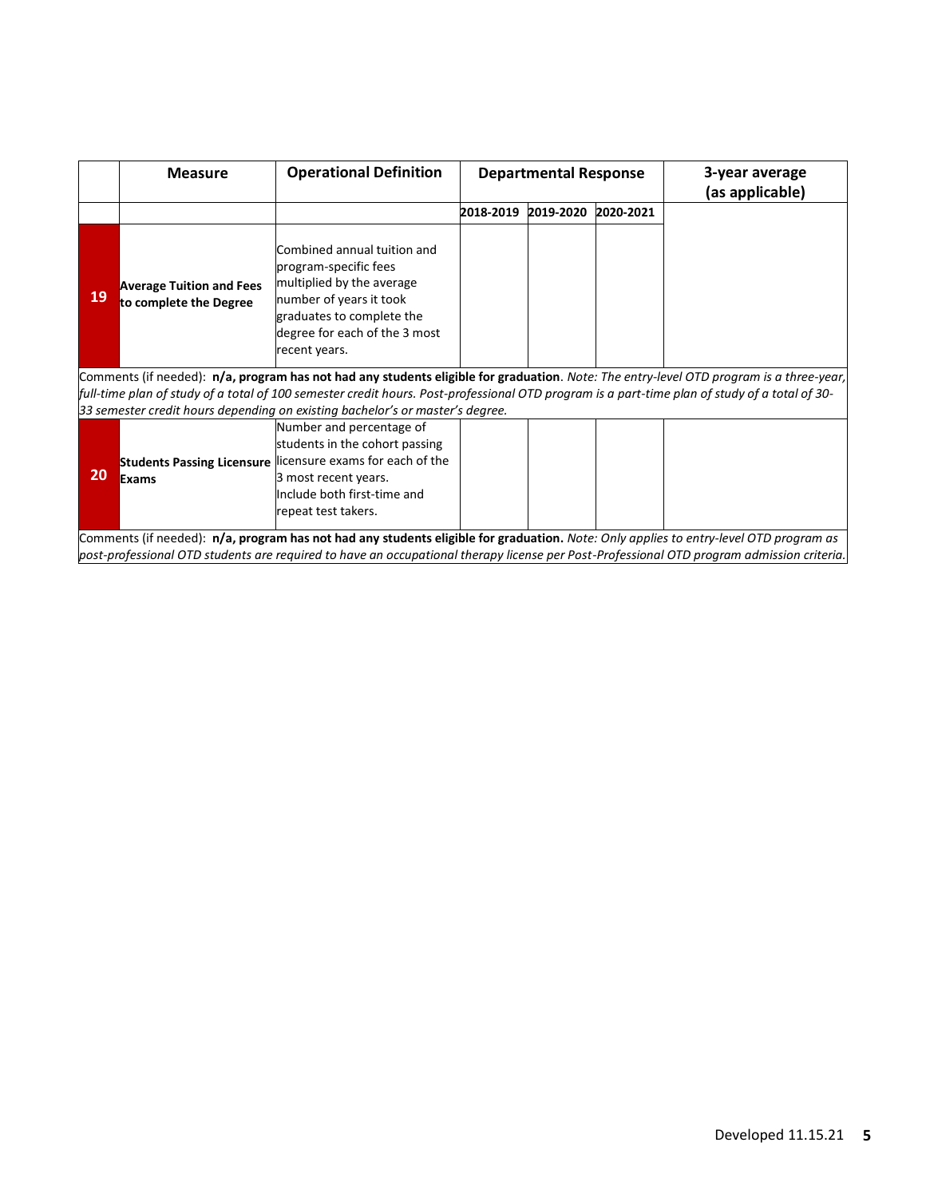| | Measure | Operational Definition | Departmental Response | | | 3-year average (as applicable) |
|---|---|---|---|---|---|---|
| | | | 2018-2019 | 2019-2020 | 2020-2021 | |
| 19 | **Average Tuition and Fees to complete the Degree** | Combined annual tuition and program-specific fees multiplied by the average number of years it took graduates to complete the degree for each of the 3 most recent years. | | | | |
| Comments (if needed): **n/a, program has not had any students eligible for graduation**. *Note: The entry-level OTD program is a three-year, full-time plan of study of a total of 100 semester credit hours. Post-professional OTD program is a part-time plan of study of a total of 30-33 semester credit hours depending on existing bachelor's or master's degree.* | | | | | | |
| 20 | **Students Passing Licensure Exams** | Number and percentage of students in the cohort passing licensure exams for each of the 3 most recent years. Include both first-time and repeat test takers. | | | | |
| Comments (if needed): **n/a, program has not had any students eligible for graduation.** *Note: Only applies to entry-level OTD program as post-professional OTD students are required to have an occupational therapy license per Post-Professional OTD program admission criteria.* | | | | | | |

Developed 11.15.21